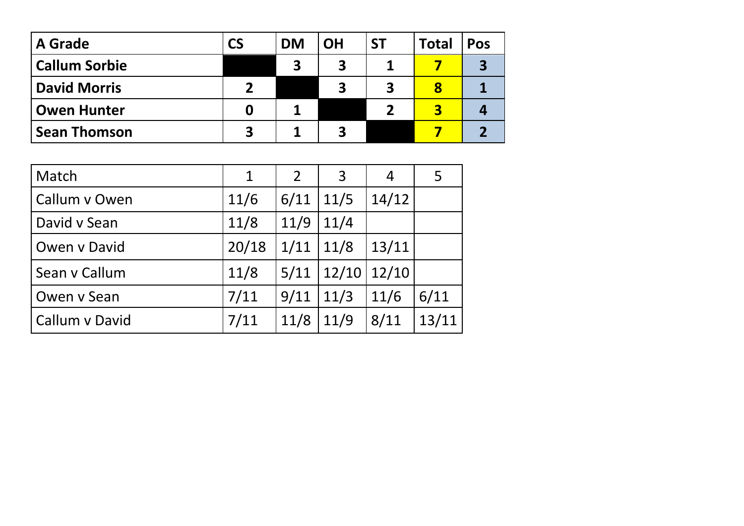| A Grade | CS | DM | OH | ST | Total | Pos |
|---|---|---|---|---|---|---|
| **Callum Sorbie** | | **3** | **3** | **1** | **7** | **3** |
| **David Morris** | **2** | | **3** | **3** | **8** | **1** |
| **Owen Hunter** | **0** | **1** | | **2** | **3** | **4** |
| **Sean Thomson** | **3** | **1** | **3** | | **7** | **2** |

| Match | 1 | 2 | 3 | 4 | 5 |
|---|---|---|---|---|---|
| Callum v Owen | 11/6 | 6/11 | 11/5 | 14/12 | |
| David v Sean | 11/8 | 11/9 | 11/4 | | |
| Owen v David | 20/18 | 1/11 | 11/8 | 13/11 | |
| Sean v Callum | 11/8 | 5/11 | 12/10 | 12/10 | |
| Owen v Sean | 7/11 | 9/11 | 11/3 | 11/6 | 6/11 |
| Callum v David | 7/11 | 11/8 | 11/9 | 8/11 | 13/11 |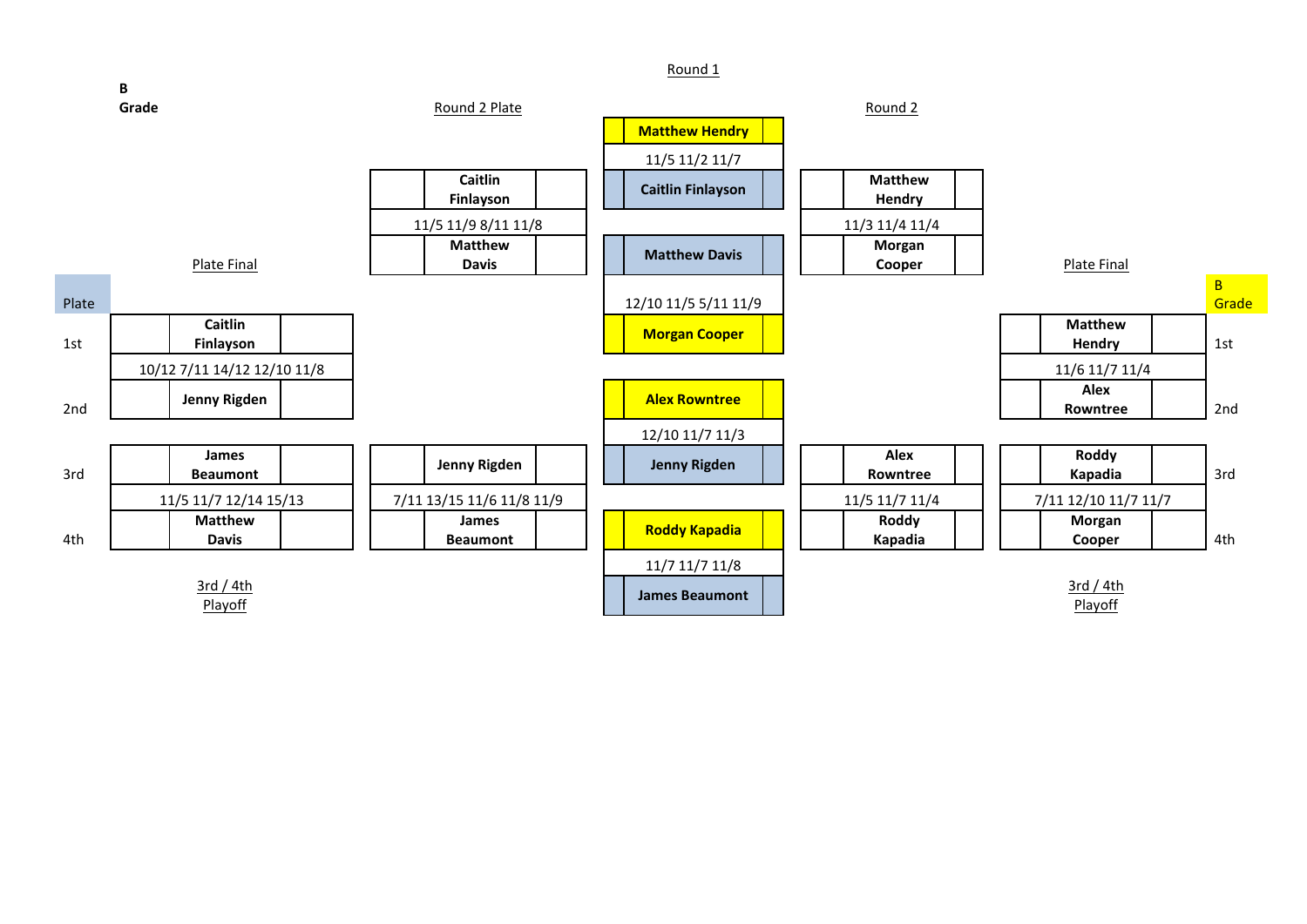**B Grade**

## Round 1

| Player | Score |
|---|---|
| Matthew Hendry | 11/5 11/2 11/7 |
| Caitlin Finlayson | |
| Matthew Davis | 12/10 11/5 5/11 11/9 |
| Morgan Cooper | |
| Alex Rowntree | 12/10 11/7 11/3 |
| Jenny Rigden | |
| Roddy Kapadia | 11/7 11/7 11/8 |
| James Beaumont | |

## Round 2

| Player | Score |
|---|---|
| Matthew Hendry | 11/3 11/4 11/4 |
| Morgan Cooper | |
| Alex Rowntree | 11/5 11/7 11/4 |
| Roddy Kapadia | |

## Round 2 Plate

| Player | Score |
|---|---|
| Caitlin Finlayson | 11/5 11/9 8/11 11/8 |
| Matthew Davis | |
| Jenny Rigden | 7/11 13/15 11/6 11/8 11/9 |
| James Beaumont | |

## B Grade

### Plate Final

| Place | Player | Score |
|---|---|---|
| 1st | Matthew Hendry | 11/6 11/7 11/4 |
| 2nd | Alex Rowntree | |

### 3rd / 4th Playoff

| Place | Player | Score |
|---|---|---|
| 3rd | Roddy Kapadia | 7/11 12/10 11/7 11/7 |
| 4th | Morgan Cooper | |

## Plate

### Plate Final

| Place | Player | Score |
|---|---|---|
| 1st | Caitlin Finlayson | 10/12 7/11 14/12 12/10 11/8 |
| 2nd | Jenny Rigden | |

### 3rd / 4th Playoff

| Place | Player | Score |
|---|---|---|
| 3rd | James Beaumont | 11/5 11/7 12/14 15/13 |
| 4th | Matthew Davis | |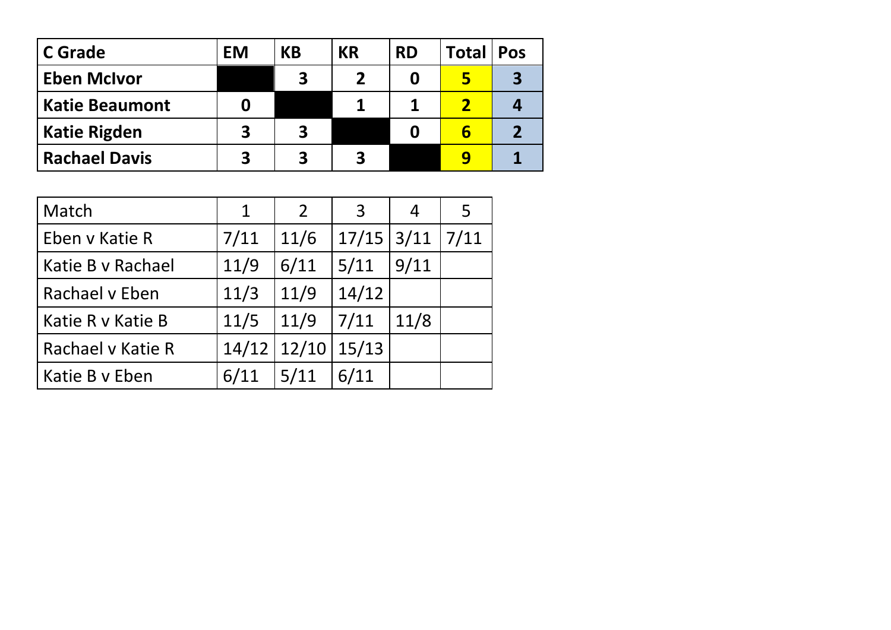| C Grade | EM | KB | KR | RD | Total | Pos |
|---|---|---|---|---|---|---|
| **Eben McIvor** | | **3** | **2** | **0** | **5** | **3** |
| **Katie Beaumont** | **0** | | **1** | **1** | **2** | **4** |
| **Katie Rigden** | **3** | **3** | | **0** | **6** | **2** |
| **Rachael Davis** | **3** | **3** | **3** | | **9** | **1** |

| Match | 1 | 2 | 3 | 4 | 5 |
|---|---|---|---|---|---|
| Eben v Katie R | 7/11 | 11/6 | 17/15 | 3/11 | 7/11 |
| Katie B v Rachael | 11/9 | 6/11 | 5/11 | 9/11 | |
| Rachael v Eben | 11/3 | 11/9 | 14/12 | | |
| Katie R v Katie B | 11/5 | 11/9 | 7/11 | 11/8 | |
| Rachael v Katie R | 14/12 | 12/10 | 15/13 | | |
| Katie B v Eben | 6/11 | 5/11 | 6/11 | | |